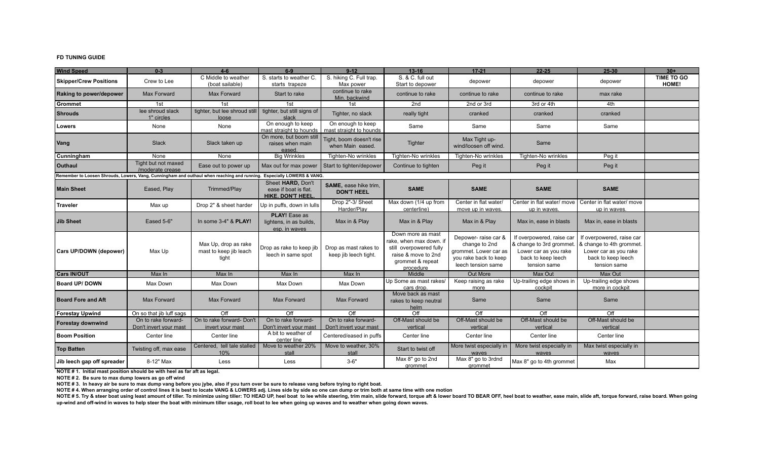**FD TUNING GUIDE**

| Wind Speed | 0-3 | 4-6 | 6-9 | 9-12 | 13-16 | 17-21 | 22-25 | 25-30 | 30+ |
|---|---|---|---|---|---|---|---|---|---|
| **Skipper/Crew Positions** | Crew to Lee | C Middle to weather (boat sailable) | S. starts to weather C. starts trapeze | S. hiking C. Full trap. Max power | S. & C. full out Start to depower | depower | depower | depower | **TIME TO GO HOME!** |
| **Raking to power/depower** | Max Forward | Max Forward | Start to rake | continue to rake Min. backwind | continue to rake | continue to rake | continue to rake | max rake | |
| **Grommet** | 1st | 1st | 1st | 1st | 2nd | 2nd or 3rd | 3rd or 4th | 4th | |
| **Shrouds** | lee shroud slack 1" circles | tighter, but lee shroud still loose | tighter, but still signs of slack | Tighter, no slack | really tight | cranked | cranked | cranked | |
| **Lowers** | None | None | On enough to keep mast straight to hounds | On enough to keep mast straight to hounds | Same | Same | Same | Same | |
| **Vang** | Slack | Slack taken up | On more, but boom still raises when main eased. | Tight, boom doesn't rise when Main eased. | Tighter | Max Tight up-wind/loosen off wind. | Same | | |
| **Cunningham** | None | None | Big Wrinkles | Tighten-No wrinkles | Tighten-No wrinkles | Tighten-No wrinkles | Tighten-No wrinkles | Peg it | |
| **Outhaul** | Tight but not maxed /moderate crease | Ease out to power up | Max out for max power | Start to tighten/depower | Continue to tighten | Peg it | Peg it | Peg it | |
| **Remember to Loosen Shrouds, Lowers, Vang, Cunningham and outhaul when reaching and running. Especially LOWERS & VANG.** | | | | | | | | | |
| **Main Sheet** | Eased, Play | Trimmed/Play | Sheet **HARD**, Don't ease if boat is flat. **HIKE. DON'T HEEL.** | **SAME**, ease hike trim, **DON'T HEEL** | **SAME** | **SAME** | **SAME** | **SAME** | |
| **Traveler** | Max up | Drop 2" & sheet harder | Up in puffs, down in lulls | Drop 2"-3/ Sheet Harder/Play | Max down (1/4 up from centerline) | Center in flat water/ move up in waves. | Center in flat water/ move up in waves. | Center in flat water/ move up in waves. | |
| **Jib Sheet** | Eased 5-6" | In some 3-4" & **PLAY!** | **PLAY!** Ease as lightens, in as builds, esp. in waves | Max in & Play | Max in & Play | Max in & Play | Max in, ease in blasts | Max in, ease in blasts | |
| **Cars UP/DOWN (depower)** | Max Up | Max Up, drop as rake mast to keep jib leach tight | Drop as rake to keep jib leech in same spot | Drop as mast rakes to keep jib leech tight. | Down more as mast rake, when max down. if still overpowered fully raise & move to 2nd grommet & repeat procedure | Depower- raise car & change to 2nd grommet. Lower car as you rake back to keep leech tension same | If overpowered, raise car & change to 3rd grommet. Lower car as you rake back to keep leech tension same | If overpowered, raise car & change to 4th grommet. Lower car as you rake back to keep leech tension same | |
| **Cars IN/OUT** | Max In | Max In | Max In | Max In | Middle | Out More | Max Out | Max Out | |
| **Board UP/ DOWN** | Max Down | Max Down | Max Down | Max Down | Up Some as mast rakes/ cars drop. | Keep raising as rake more | Up-trailing edge shows in cockpit | Up-trailing edge shows more in cockpit | |
| **Board Fore and Aft** | Max Forward | Max Forward | Max Forward | Max Forward | Move back as mast rakes to keep neutral helm | Same | Same | Same | |
| **Forestay Upwind** | On so that jib luff sags | Off | Off | Off | Off | Off | Off | Off | |
| **Forestay downwind** | On to rake forward- Don't invert your mast | On to rake forward- Don't invert your mast | On to rake forward- Don't invert your mast | On to rake forward- Don't invert your mast | Off-Mast should be vertical | Off-Mast should be vertical | Off-Mast should be vertical | Off-Mast should be vertical | |
| **Boom Position** | Center line | Center line | A bit to weather of center line | Centered/eased in puffs | Center line | Center line | Center line | Center line | |
| **Top Batten** | Twisting off, max ease | Centered, tell tale stalled 10% | Move to weather 20% stall | Move to weather, 30% stall | Start to twist off | More twist especially in waves | More twist especially in waves | Max twist especially in waves | |
| **Jib leech gap off spreader** | 8-12" Max | Less | Less | 3-6" | Max 8" go to 2nd grommet | Max 8" go to 3rdnd grommet | Max 8" go to 4th grommet | Max | |

**NOTE # 1. Initial mast position should be with heel as far aft as legal.**

**NOTE # 2. Be sure to max dump lowers as go off wind**

**NOTE # 3. In heavy air be sure to max dump vang before you jybe, also if you turn over be sure to release vang before trying to right boat.**

**NOTE # 4. When arranging order of control lines it is best to locate VANG & LOWERS adj. Lines side by side so one can dump or trim both at same time with one motion**

**NOTE # 5. Try & steer boat using least amount of tiller. To minimize using tiller: TO HEAD UP, heel boat to lee while steering, trim main, slide forward, torque aft & lower board TO BEAR OFF, heel boat to weather, ease main, slide aft, torque forward, raise board. When going up-wind and off-wind in waves to help steer the boat with minimum tiller usage, roll boat to lee when going up waves and to weather when going down waves.**